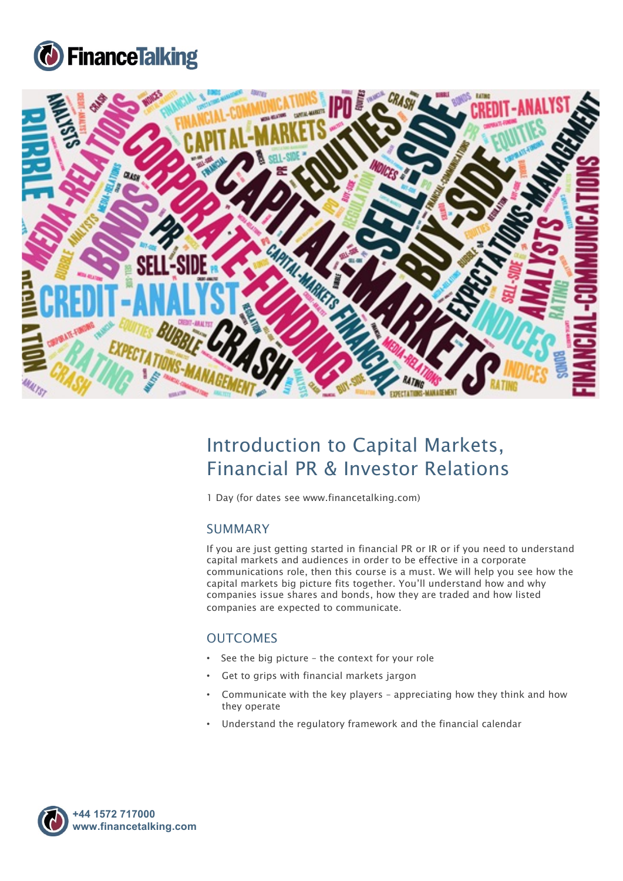# Introduction to Capital Markets, Financial PR & Investor Relations

1 Day (for dates see www.financetalking.com)

## SUMMARY

If you are just getting started in financial PR or IR or if you need to understand capital markets and audiences in order to be effective in a corporate communications role, then this course is a must. We will help you see how the capital markets big picture fits together. You'll understand how and why companies issue shares and bonds, how they are traded and how listed companies are expected to communicate.

## OUTCOMES

- See the big picture – the context for your role
- Get to grips with financial markets jargon
- Communicate with the key players – appreciating how they think and how they operate
- Understand the regulatory framework and the financial calendar

+44 1572 717000
www.financetalking.com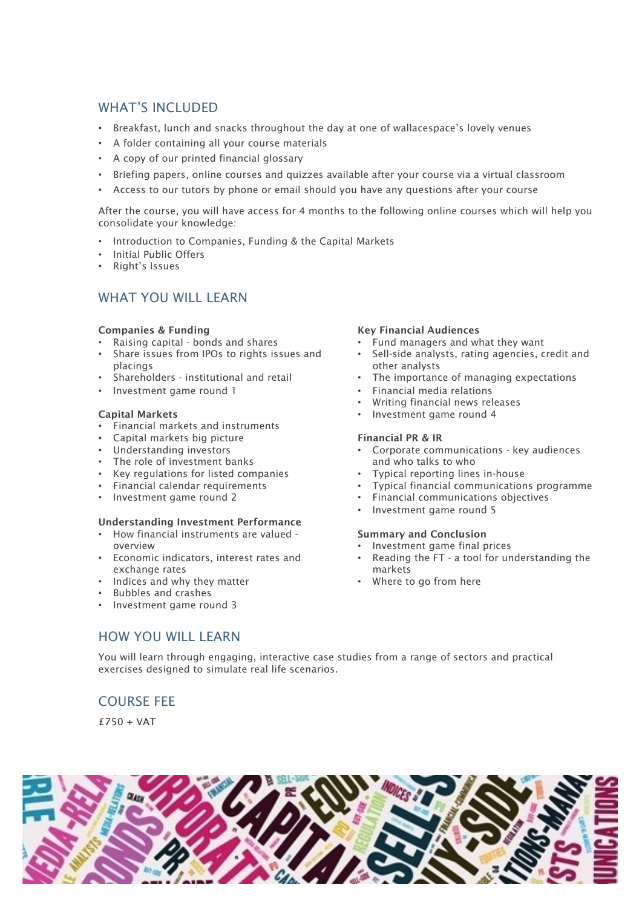## WHAT'S INCLUDED

- Breakfast, lunch and snacks throughout the day at one of wallacespace's lovely venues
- A folder containing all your course materials
- A copy of our printed financial glossary
- Briefing papers, online courses and quizzes available after your course via a virtual classroom
- Access to our tutors by phone or email should you have any questions after your course

After the course, you will have access for 4 months to the following online courses which will help you consolidate your knowledge:

- Introduction to Companies, Funding & the Capital Markets
- Initial Public Offers
- Right's Issues

## WHAT YOU WILL LEARN

**Companies & Funding**

- Raising capital - bonds and shares
- Share issues from IPOs to rights issues and placings
- Shareholders - institutional and retail
- Investment game round 1

**Capital Markets**

- Financial markets and instruments
- Capital markets big picture
- Understanding investors
- The role of investment banks
- Key regulations for listed companies
- Financial calendar requirements
- Investment game round 2

**Understanding Investment Performance**

- How financial instruments are valued - overview
- Economic indicators, interest rates and exchange rates
- Indices and why they matter
- Bubbles and crashes
- Investment game round 3

**Key Financial Audiences**

- Fund managers and what they want
- Sell-side analysts, rating agencies, credit and other analysts
- The importance of managing expectations
- Financial media relations
- Writing financial news releases
- Investment game round 4

**Financial PR & IR**

- Corporate communications - key audiences and who talks to who
- Typical reporting lines in-house
- Typical financial communications programme
- Financial communications objectives
- Investment game round 5

**Summary and Conclusion**

- Investment game final prices
- Reading the FT - a tool for understanding the markets
- Where to go from here

## HOW YOU WILL LEARN

You will learn through engaging, interactive case studies from a range of sectors and practical exercises designed to simulate real life scenarios.

## COURSE FEE

£750 + VAT